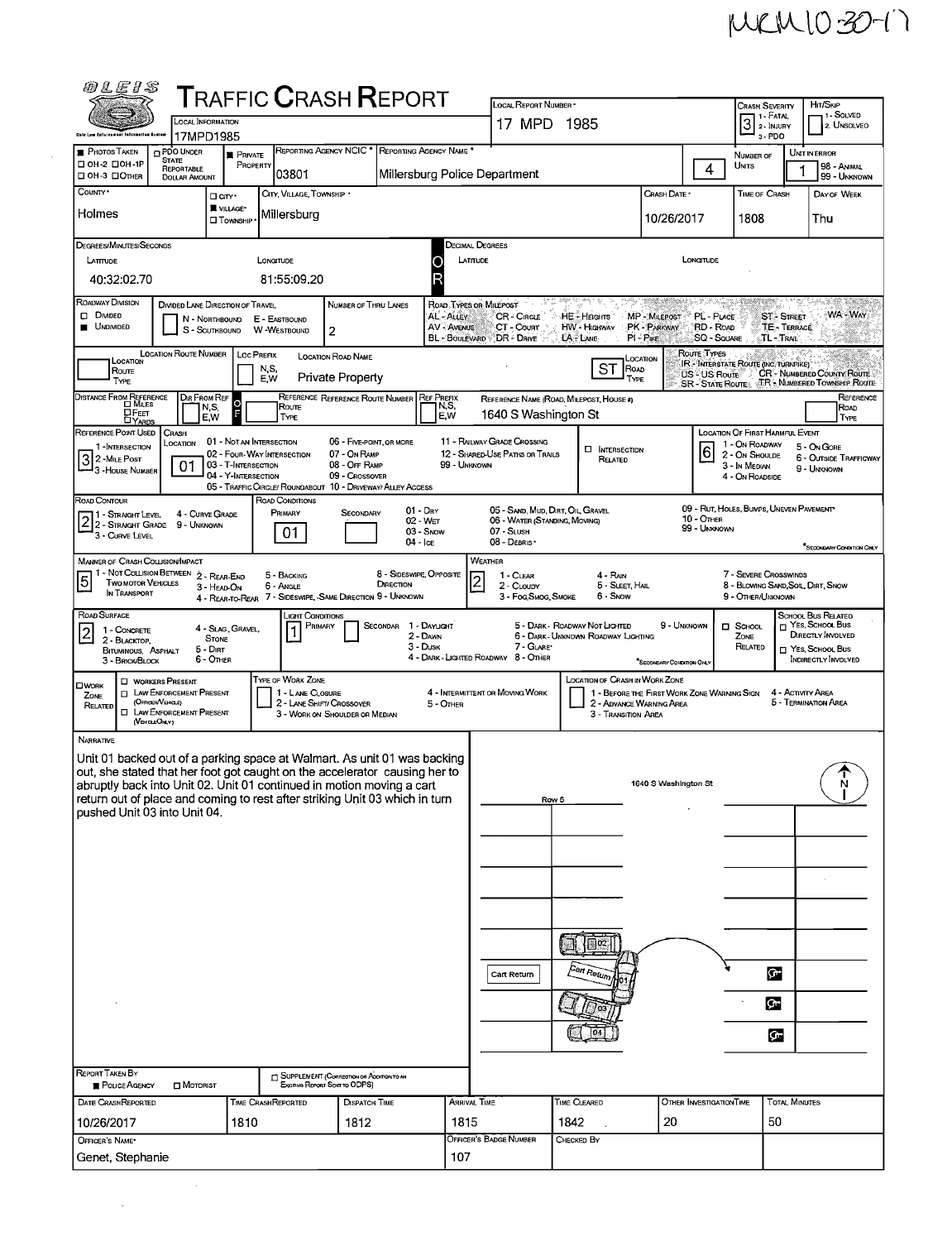MCM 10-30-17

# TRAFFIC CRASH REPORT

| | |
|---|---|
| Local Information | 17MPD1985 |
| Local Report Number | 17 MPD 1985 |
| Crash Severity | 3 (1 - Fatal, 2 - Injury, 3 - PDO) |
| Hit/Skip | 1 - Solved, 2 - Unsolved |
| Photos Taken | ☐ OH-2 ☐ OH-1P ☐ OH-3 ☐ Other |
| PDO Under State Reportable Dollar Amount | ☐ |
| Private Property | ■ |
| Reporting Agency NCIC | 03801 |
| Reporting Agency Name | Millersburg Police Department |
| Number of Units | 4 |
| Unit in Error | 1 (98 - Animal, 99 - Unknown) |
| County | Holmes |
| City, Village, Township | ■ Village — Millersburg |
| Crash Date | 10/26/2017 |
| Time of Crash | 1808 |
| Day of Week | Thu |

**Degrees/Minutes/Seconds**

| Latitude | Longitude |
|---|---|
| 40:32:02.70 | 81:55:09.20 |

**Decimal Degrees** — Latitude: / Longitude:

| | |
|---|---|
| Roadway Division | ■ Undivided ☐ Divided |
| Divided Lane Direction of Travel | N - Northbound, E - Eastbound, S - Southbound, W - Westbound |
| Number of Thru Lanes | 2 |
| Location Road Name | Private Property |
| Location Road Type | ST |
| Reference Name (Road, Milepost, House #) | 1640 S Washington St |
| Reference Point Used | 3 - House Number |
| Crash Location | 01 - Not an Intersection |
| Location of First Harmful Event | 6 - Outside Trafficway |
| Road Contour | 2 - Straight Grade |
| Road Conditions (Primary) | 01 - Dry |
| Manner of Crash Collision/Impact | 5 - Backing |
| Weather | 2 - Cloudy |
| Road Surface | 2 - Blacktop, Bituminous, Asphalt |
| Light Conditions (Primary) | 1 - Daylight |
| School Zone | ☐ |
| Work Zone | ☐ |

**NARRATIVE**

Unit 01 backed out of a parking space at Walmart. As unit 01 was backing out, she stated that her foot got caught on the accelerator causing her to abruptly back into Unit 02. Unit 01 continued in motion moving a cart return out of place and coming to rest after striking Unit 03 which in turn pushed Unit 03 into Unit 04.

1640 S Washington St

Row 5

Cart Return

Cart Return

02

01

03

04

N

| Report Taken By | ■ Police Agency ☐ Motorist |
|---|---|
| Supplement | ☐ |

| Date Crash Reported | Time Crash Reported | Dispatch Time | Arrival Time | Time Cleared | Other Investigation Time | Total Minutes |
|---|---|---|---|---|---|---|
| 10/26/2017 | 1810 | 1812 | 1815 | 1842 | 20 | 50 |

| Officer's Name | Officer's Badge Number | Checked By |
|---|---|---|
| Genet, Stephanie | 107 | |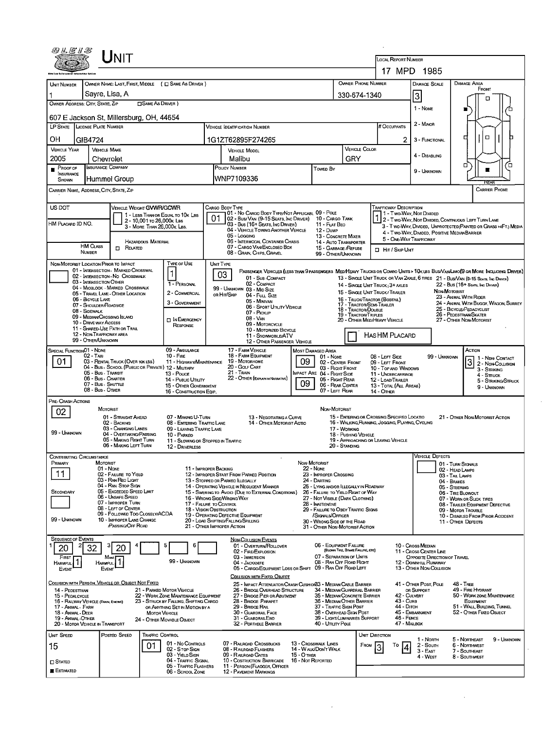# UNIT

**LOCAL REPORT NUMBER:** 17 MPD 1985

| UNIT NUMBER | OWNER NAME: LAST, FIRST, MIDDLE ( ☐ SAME AS DRIVER ) | OWNER PHONE NUMBER | DAMAGE SCALE | DAMAGE AREA |
|---|---|---|---|---|
| 1 | Sayre, Lisa, A | 330-674-1340 | 3 | FRONT |

**OWNER ADDRESS: CITY, STATE, ZIP** ☐ SAME AS DRIVER )
607 E Jackson St, Millersburg, OH, 44654

DAMAGE SCALE: 1 - NONE; 2 - MINOR; 3 - FUNCTIONAL; 4 - DISABLING; 9 - UNKNOWN

| LP STATE | LICENSE PLATE NUMBER | VEHICLE IDENTIFICATION NUMBER | # OCCUPANTS |
|---|---|---|---|
| OH | GIB4724 | 1G1ZT62895F274265 | 2 |

| VEHICLE YEAR | VEHICLE MAKE | VEHICLE MODEL | VEHICLE COLOR |
|---|---|---|---|
| 2005 | Chevrolet | Malibu | GRY |

| ■ PROOF OF INSURANCE SHOWN | INSURANCE COMPANY | POLICY NUMBER | TOWED BY |
|---|---|---|---|
| | Hummel Group | WNP7109336 | |

CARRIER NAME, ADDRESS, CITY, STATE, ZIP — CARRIER PHONE

**US DOT** — **VEHICLE WEIGHT GVWR/GCWR:** 1 - LESS THAN OR EQUAL TO 10K LBS; 2 - 10,001 TO 26,000K LBS; 3 - MORE THAN 26,000K LBS.

**HM PLACARD ID NO.** — **HM CLASS NUMBER** — HAZARDOUS MATERIAL ☐ RELATED

**CARGO BODY TYPE:** 01
01 - NO CARGO BODY TYPE/NOT APPLICABLE; 02 - BUS/VAN (9-15 SEATS, INC DRIVER); 03 - BUS (16+ SEATS, INC DRIVER); 04 - VEHICLE TOWING ANOTHER VEHICLE; 05 - LOGGING; 06 - INTERMODAL CONTAINER CHASIS; 07 - CARGO VAN/ENCLOSED BOX; 08 - GRAIN, CHIPS, GRAVEL; 09 - POLE; 10 - CARGO TANK; 11 - FLAT BED; 12 - DUMP; 13 - CONCRETE MIXER; 14 - AUTO TRANSPORTER; 15 - GARBAGE /REFUSE; 99 - OTHER/UNKNOWN

**TRAFFICWAY DESCRIPTION:** 1
1 - TWO-WAY, NOT DIVIDED; 2 - TWO-WAY, NOT DIVIDED, CONTINUOUS LEFT TURN LANE; 3 - TWO-WAY, DIVIDED, UNPROTECTED(PAINTED OR GRASS >4FT.) MEDIA; 4 - TWO-WAY, DIVIDED, POSITIVE MEDIAN BARRIER; 5 - ONE-WAY TRAFFICWAY
☐ HIT / SKIP UNIT

**NON-MOTORIST LOCATION PRIOR TO IMPACT:**
01 - INTERSECTION - MARKED CROSSWALK; 02 - INTERSECTION - NO CROSSWALK; 03 - INTERSECTION OTHER; 04 - MIDBLOCK - MARKED CROSSWALK; 05 - TRAVEL LANE - OTHER LOCATION; 06 - BICYCLE LANE; 07 - SHOULDER/ROADSIDE; 08 - SIDEWALK; 09 - MEDIAN/CROSSING ISLAND; 10 - DRIVE WAY ACCESS; 11 - SHARED-USE PATH OR TRAIL; 12 - NON-TRAFFICWAY AREA; 99 - OTHER/UNKNOWN

**TYPE OF USE:** 1
1 - PERSONAL; 2 - COMMERCIAL; 3 - GOVERNMENT; ☐ IN EMERGENCY RESPONSE

**UNIT TYPE:** 03
PASSENGER VEHICLES (LESS THAN 9 PASSENGERS MED/HEAVY TRUCKS OR COMBO UNITS > 10K LBS BUS/VAN/LIMO(9 OR MORE INCLUDING DRIVER)
01 - SUB-COMPACT; 02 - COMPACT; 99 - UNKNOWN 03 - MID SIZE; OR HIT/SKIP 04 - FULL SIZE; 05 - MINIVAN; 06 - SPORT UTILITY VEHICLE; 07 - PICKUP; 08 - VAN; 09 - MOTORCYCLE; 10 - MOTORIZED BICYCLE; 11 - SNOWMOBILE/ATV; 12 - OTHER PASSENGER VEHICLE
13 - SINGLE UNIT TRUCK OR VAN 2AXLE, 6 TIRES; 14 - SINGLE UNIT TRUCK; 3+ AXLES; 15 - SINGLE UNIT TRUCK / TRAILER; 16 - TRUCK/TRACTOR (BOBTAIL); 17 - TRACTOR/SEMI-TRAILER; 18 - TRACTOR/DOUBLE; 19 - TRACTOR/TRIPLES; 20 - OTHER MED/HEAVY VEHICLE
21 - BUS/VAN (9-15 SEATS, INC DRIVER); 22 - BUS (16+ SEATS, INC DRIVER)
NON-MOTORIST: 23 - ANIMAL WITH RIDER; 24 - ANIMAL WITH BUGGY, WAGON, SURREY; 25 - BICYCLE/PEDACYCLIST; 26 - PEDESTRIAN/SKATER; 27 - OTHER NON-MOTORIST
☐ HAS HM PLACARD

**SPECIAL FUNCTION:** 01
01 - NONE; 02 - TAXI; 03 - RENTAL TRUCK (OVER 10K LBS); 04 - BUS - SCHOOL (PUBLIC OR PRIVATE); 05 - BUS - TRANSIT; 06 - BUS - CHARTER; 07 - BUS - SHUTTLE; 08 - BUS - OTHER; 09 - AMBULANCE; 10 - FIRE; 11 - HIGHWAY/MAINTENANCE; 12 - MILITARY; 13 - POLICE; 14 - PUBLIC UTILITY; 15 - OTHER GOVERNMENT; 16 - CONSTRUCTION EQIP.; 17 - FARM VEHICLE; 18 - FARM EQUIPMENT; 19 - MOTORHOME; 20 - GOLF CART; 21 - TRAIN; 22 - OTHER (EXPLAIN IN NARRATIVE)

**MOST DAMAGED AREA:** 09 — **IMPACT AREA:** 09
01 - NONE; 02 - CENTER FRONT; 03 - RIGHT FRONT; 04 - RIGHT SIDE; 05 - RIGHT REAR; 06 - REAR CENTER; 07 - LEFT REAR; 08 - LEFT SIDE; 09 - LEFT FRONT; 10 - TOP AND WINDOWS; 11 - UNDERCARRIAGE; 12 - LOAD/TRAILER; 13 - TOTAL (ALL AREAS); 14 - OTHER; 99 - UNKNOWN

**ACTION:** 3
1 - NON-CONTACT; 2 - NON-COLLISION; 3 - STRIKING; 4 - STRUCK; 5 - STRIKING/STRUCK; 9 - UNKNOWN

**PRE-CRASH ACTIONS:** 02
MOTORIST: 01 - STRAIGHT AHEAD; 02 - BACKING; 03 - CHANGING LANES; 04 - OVERTAKING/PASSING; 05 - MAKING RIGHT TURN; 06 - MAKING LEFT TURN; 07 - MAKING U-TURN; 08 - ENTERING TRAFFIC LANE; 09 - LEAVING TRAFFIC LANE; 10 - PARKED; 11 - SLOWING OR STOPPED IN TRAFFIC; 12 - DRIVERLESS; 13 - NEGOTIATING A CURVE; 14 - OTHER MOTORIST ACTIO; 99 - UNKNOWN
NON-MOTORIST: 15 - ENTERING OR CROSSING SPECIFIED LOCATIO; 16 - WALKING, RUNNING, JOGGING, PLAYING, CYCLING; 17 - WORKING; 18 - PUSHING VEHICLE; 19 - APPROACHING OR LEAVING VEHICLE; 20 - STANDING; 21 - OTHER NON-MOTORIST ACTION

**CONTRIBUTING CIRCUMSTANCE:** PRIMARY 11; SECONDARY —
MOTORIST: 01 - NONE; 02 - FAILURE TO YIELD; 03 - RAN RED LIGHT; 04 - RAN STOP SIGN; 05 - EXCEEDED SPEED LIMIT; 06 - UNSAFE SPEED; 07 - IMPROPER TURN; 08 - LEFT OF CENTER; 09 - FOLLOWED TOO CLOSELY/ACDA; 10 - IMPROPER LANE CHANGE /PASSING/OFF ROAD; 11 - IMPROPER BACKING; 12 - IMPROPER START FROM PARKED POSITION; 13 - STOPPED OR PARKED ILLEGALLY; 14 - OPERATING VEHICLE IN NEGLIGENT MANNER; 15 - SWERING TO AVOID (DUE TO EXTERNAL CONDITIONS); 16 - WRONG SIDE/WRONG WAY; 17 - FAILURE TO CONTROL; 18 - VISION OBSTRUCTION; 19 - OPERATING DEFECTIVE EQUIPMENT; 20 - LOAD SHIFTING/FALLING/SPILLING; 21 - OTHER IMPROPER ACTION; 99 - UNKNOWN
NON-MOTORIST: 22 - NONE; 23 - IMPROPER CROSSING; 24 - DARTING; 25 - LYING AND/OR ILLEGALLY IN ROADWAY; 26 - FAILURE TO YIELD RIGHT OF WAY; 27 - NOT VISIBLE (DARK CLOTHING); 28 - INATTENTIVE; 29 - FAILURE TO OBEY TRAFFIC SIGNS /SIGNALS/OFFICER; 30 - WRONG SIDE OF THE ROAD; 31 - OTHER NON-MOTORIST ACTION

**VEHICLE DEFECTS:** 01 - TURN SIGNALS; 02 - HEAD LAMPS; 03 - TAIL LAMPS; 04 - BRAKES; 05 - STEERING; 06 - TIRE BLOWOUT; 07 - WORN OR SLICK TIRES; 08 - TRAILER EQUIPMENT DEFECTIVE; 09 - MOTOR TROUBLE; 10 - DISABLED FROM PRIOR ACCIDENT; 11 - OTHER DEFECTS

**SEQUENCE OF EVENTS:** 1: 20; 2: 32; 3: 20; 4: ; 5: ; 6:
FIRST HARMFUL EVENT: 1 — MOST HARMFUL EVENT: 1 — 99 - UNKNOWN

NON-COLLISION EVENTS: 01 - OVERTURN/ROLLOVER; 02 - FIRE/EXPLOSION; 03 - IMMERSION; 04 - JACKKNIFE; 05 - CARGO/EQUIPMENT LOSS OR SHIFT; 06 - EQUIPMENT FAILURE (BLOWN TIRE, BRAKE FAILURE, ETC); 07 - SEPARATION OF UNITS; 08 - RAN OFF ROAD RIGHT; 09 - RAN OFF ROAD LEFT; 10 - CROSS MEDIAN; 11 - CROSS CENTER LINE OPPOSITE DIRECTION OF TRAVEL; 12 - DOWNHILL RUNAWAY; 13 - OTHER NON-COLLISION

COLLISION WITH PERSON, VEHICLE OR OBJECT NOT FIXED: 14 - PEDESTRIAN; 15 - PEDALCYCLE; 16 - RAILWAY VEHICLE (TRAIN, ENGINE); 17 - ANIMAL - FARM; 18 - ANIMAL - DEER; 19 - ANIMAL - OTHER; 20 - MOTOR VEHICLE IN TRANSPORT; 21 - PARKED MOTOR VEHICLE; 22 - WORK ZONE MAINTENANCE EQUIPMENT; 23 - STRUCK BY FALLING, SHIFTING CARGO OR ANYTHING SET IN MOTION BY A MOTOR VEHICLE; 24 - OTHER MOVABLE OBJECT

COLLISION WITH FIXED, OBJECT: 25 - IMPACT ATTENUATOR/CRASH CUSHION; 26 - BRIDGE OVERHEAD STRUCTURE; 27 - BRIDGE PIER OR ABUTMENT; 28 - BRIDGE PARAPET; 29 - BRIDGE RAIL; 30 - GUARDRAIL FACE; 31 - GUARDRAIL END; 32 - PORTABLE BARRIER; 33 - MEDIAN CABLE BARRIER; 34 - MEDIAN GUARDRAIL BARRIER; 35 - MEDIAN CONCRETE BARRIER; 36 - MEDIAN OTHER BARRIER; 37 - TRAFFIC SIGN POST; 38 - OVERHEAD SIGN POST; 39 - LIGHT/LUMINARIES SUPPORT; 40 - UTILITY POLE; 41 - OTHER POST, POLE OR SUPPORT; 42 - CULVERT; 43 - CURB; 44 - DITCH; 45 - EMBANKMENT; 46 - FENCE; 47 - MAILBOX; 48 - TREE; 49 - FIRE HYDRANT; 50 - WORK ZONE MAINTENANCE EQUIPMENT; 51 - WALL, BUILDING, TUNNEL; 52 - OTHER FIXED OBJECT

| UNIT SPEED | POSTED SPEED | TRAFFIC CONTROL | UNIT DIRECTION |
|---|---|---|---|
| 15 | | 01 | FROM 3 TO 4 |

☐ STATED ■ ESTIMATED

TRAFFIC CONTROL: 01 - NO CONTROLS; 02 - STOP SIGN; 03 - YIELD SIGN; 04 - TRAFFIC SIGNAL; 05 - TRAFFIC FLASHERS; 06 - SCHOOL ZONE; 07 - RAILROAD CROSSBUCKS; 08 - RAILROAD FLASHERS; 09 - RAILROAD GATES; 10 - COSTRUCTION BARRICADE; 11 - PERSON (FLAGGER, OFFICER); 12 - PAVEMENT MARKINGS; 13 - CROSSWALK LINES; 14 - WALK/DON'T WALK; 15 - OTHER; 16 - NOT REPORTED

UNIT DIRECTION: 1 - NORTH; 2 - SOUTH; 3 - EAST; 4 - WEST; 5 - NORTHEAST; 6 - NORTHWEST; 7 - SOUTHEAST; 8 - SOUTHWEST; 9 - UNKNOWN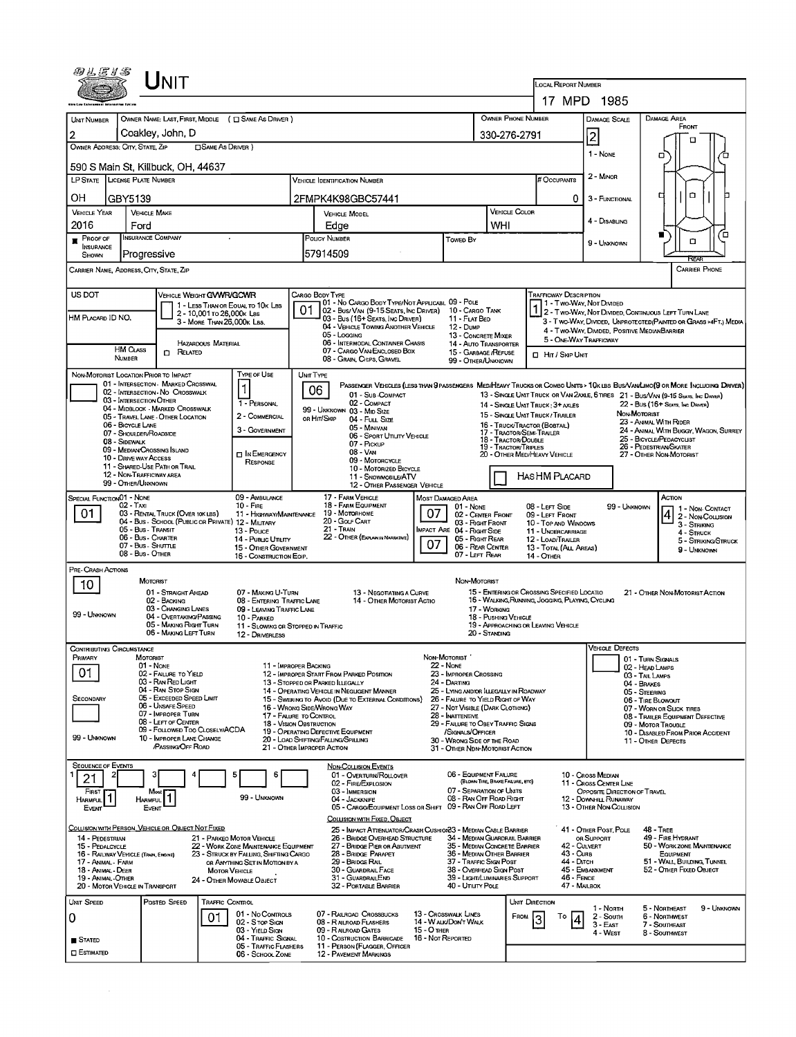# UNIT

**LOCAL REPORT NUMBER:** 17 MPD 1985

| UNIT NUMBER | OWNER NAME: LAST, FIRST, MIDDLE ( ☐ SAME AS DRIVER ) | OWNER PHONE NUMBER | DAMAGE SCALE | DAMAGE AREA |
|---|---|---|---|---|
| 2 | Coakley, John, D | 330-276-2791 | 2 | FRONT |

**OWNER ADDRESS: CITY, STATE, ZIP** ( ☐ SAME AS DRIVER ): 590 S Main St, Killbuck, OH, 44637

DAMAGE SCALE: 1 - NONE; 2 - MINOR; 3 - FUNCTIONAL; 4 - DISABLING; 9 - UNKNOWN

| LP STATE | LICENSE PLATE NUMBER | VEHICLE IDENTIFICATION NUMBER | # OCCUPANTS |
|---|---|---|---|
| OH | GBY5139 | 2FMPK4K98GBC57441 | 0 |

| VEHICLE YEAR | VEHICLE MAKE | VEHICLE MODEL | VEHICLE COLOR |
|---|---|---|---|
| 2016 | Ford | Edge | WHI |

| ■ PROOF OF INSURANCE SHOWN | INSURANCE COMPANY | POLICY NUMBER | TOWED BY |
|---|---|---|---|
| | Progressive | 57914509 | |

CARRIER NAME, ADDRESS, CITY, STATE, ZIP — CARRIER PHONE

US DOT

HM PLACARD ID NO.

HM CLASS NUMBER

VEHICLE WEIGHT GVWR/GCWR: 1 - LESS THAN OR EQUAL TO 10K LBS; 2 - 10,001 TO 26,000K LBS; 3 - MORE THAN 26,000K LBS.

HAZARDOUS MATERIAL ☐ RELATED

CARGO BODY TYPE: **01**
01 - NO CARGO BODY TYPE/NOT APPLICABLE; 02 - BUS/VAN (9-15 SEATS, INC DRIVER); 03 - BUS (16+ SEATS, INC DRIVER); 04 - VEHICLE TOWING ANOTHER VEHICLE; 05 - LOGGING; 06 - INTERMODAL CONTAINER CHASIS; 07 - CARGO VAN/ENCLOSED BOX; 08 - GRAIN, CHIPS, GRAVEL; 09 - POLE; 10 - CARGO TANK; 11 - FLAT BED; 12 - DUMP; 13 - CONCRETE MIXER; 14 - AUTO TRANSPORTER; 15 - GARBAGE /REFUSE; 99 - OTHER/UNKNOWN

TRAFFICWAY DESCRIPTION: **1**
1 - TWO-WAY, NOT DIVIDED; 2 - TWO-WAY, NOT DIVIDED, CONTINUOUS LEFT TURN LANE; 3 - TWO-WAY, DIVIDED, UNPROTECTED(PAINTED OR GRASS >4FT.) MEDIA; 4 - TWO-WAY, DIVIDED, POSITIVE MEDIANBARRIER; 5 - ONE-WAY TRAFFICWAY

☐ HIT / SKIP UNIT

NON-MOTORIST LOCATION PRIOR TO IMPACT: 01 - INTERSECTION - MARKED CROSSWAL; 02 - INTERSECTION - NO CROSSWALK; 03 - INTERSECTION OTHER; 04 - MIDBLOCK - MARKED CROSSWALK; 05 - TRAVEL LANE - OTHER LOCATION; 06 - BICYCLE LANE; 07 - SHOULDER/ROADSIDE; 08 - SIDEWALK; 09 - MEDIAN/CROSSING ISLAND; 10 - DRIVE WAY ACCESS; 11 - SHARED-USE PATH OR TRAIL; 12 - NON-TRAFFICWAY AREA; 99 - OTHER/UNKNOWN

TYPE OF USE: **1**
1 - PERSONAL; 2 - COMMERCIAL; 3 - GOVERNMENT; ☐ IN EMERGENCY RESPONSE

UNIT TYPE: **06**
PASSENGER VEHICLES (LESS THAN 9 PASSENGERS MED/HEAVY TRUCKS OR COMBO UNITS > 10K LBS BUS/VAN/LIMO(9 OR MORE INCLUDING DRIVER)
01 - SUB COMPACT; 02 - COMPACT; 99 - UNKNOWN 03 - MID SIZE; OR HIT/SKIP 04 - FULL SIZE; 05 - MINIVAN; 06 - SPORT UTILITY VEHICLE; 07 - PICKUP; 08 - VAN; 09 - MOTORCYCLE; 10 - MOTORIZED BICYCLE; 11 - SNOWMOBILE/ATV; 12 - OTHER PASSENGER VEHICLE
13 - SINGLE UNIT TRUCK OR VAN 2AXLE, 6 TIRES; 14 - SINGLE UNIT TRUCK: 3+ AXLES; 15 - SINGLE UNIT TRUCK / TRAILER; 16 - TRUCK/TRACTOR (BOBTAIL); 17 - TRACTOR/SEMI-TRAILER; 18 - TRACTOR/DOUBLE; 19 - TRACTOR/TRIPLES; 20 - OTHER MED/HEAVY VEHICLE
21 - BUS/VAN (9-15 SEATS, INC DRIVER); 22 - BUS (16+ SEATS, INC DRIVER)
NON-MOTORIST: 23 - ANIMAL WITH RIDER; 24 - ANIMAL WITH BUGGY, WAGON, SURREY; 25 - BICYCLE/PEDACYCLIST; 26 - PEDESTRIAN/SKATER; 27 - OTHER NON-MOTORIST
☐ HAS HM PLACARD

SPECIAL FUNCTION: **01**
01 - NONE; 02 - TAXI; 03 - RENTAL TRUCK (OVER 10K LBS); 04 - BUS - SCHOOL (PUBLIC OR PRIVATE); 05 - BUS - TRANSIT; 06 - BUS - CHARTER; 07 - BUS - SHUTTLE; 08 - BUS - OTHER; 09 - AMBULANCE; 10 - FIRE; 11 - HIGHWAY/MAINTENANCE; 12 - MILITARY; 13 - POLICE; 14 - PUBLIC UTILITY; 15 - OTHER GOVERNMENT; 16 - CONSTRUCTION EQIP.; 17 - FARM VEHICLE; 18 - FARM EQUIPMENT; 19 - MOTORHOME; 20 - GOLF CART; 21 - TRAIN; 22 - OTHER (EXPLAIN IN NARRATIVE)

MOST DAMAGED AREA: **07**; IMPACT ARE: **07**
01 - NONE; 02 - CENTER FRONT; 03 - RIGHT FRONT; 04 - RIGHT SIDE; 05 - RIGHT REAR; 06 - REAR CENTER; 07 - LEFT REAR; 08 - LEFT SIDE; 09 - LEFT FRONT; 10 - TOP AND WINDOWS; 11 - UNDERCARRIAGE; 12 - LOAD/TRAILER; 13 - TOTAL (ALL AREAS); 14 - OTHER; 99 - UNKNOWN

ACTION: **4**
1 - NON-CONTACT; 2 - NON-COLLISION; 3 - STRIKING; 4 - STRUCK; 5 - STRIKING/STRUCK; 9 - UNKNOWN

PRE-CRASH ACTIONS: **10**
MOTORIST: 01 - STRAIGHT AHEAD; 02 - BACKING; 03 - CHANGING LANES; 04 - OVERTAKING/PASSING; 05 - MAKING RIGHT TURN; 06 - MAKING LEFT TURN; 07 - MAKING U-TURN; 08 - ENTERING TRAFFIC LANE; 09 - LEAVING TRAFFIC LANE; 10 - PARKED; 11 - SLOWING OR STOPPED IN TRAFFIC; 12 - DRIVERLESS; 13 - NEGOTIATING A CURVE; 14 - OTHER MOTORIST ACTIO
99 - UNKNOWN
NON-MOTORIST: 15 - ENTERING OR CROSSING SPECIFIED LOCATIO; 16 - WALKING, RUNNING, JOGGING, PLAYING, CYCLING; 17 - WORKING; 18 - PUSHING VEHICLE; 19 - APPROACHING OR LEAVING VEHICLE; 20 - STANDING; 21 - OTHER NON-MOTORIST ACTION

CONTRIBUTING CIRCUMSTANCE
PRIMARY: **01**
SECONDARY:
MOTORIST: 01 - NONE; 02 - FAILURE TO YIELD; 03 - RAN RED LIGHT; 04 - RAN STOP SIGN; 05 - EXCEEDED SPEED LIMIT; 06 - UNSAFE SPEED; 07 - IMPROPER TURN; 08 - LEFT OF CENTER; 09 - FOLLOWED TOO CLOSELY/ACDA; 10 - IMPROPER LANE CHANGE /PASSING/OFF ROAD; 11 - IMPROPER BACKING; 12 - IMPROPER START FROM PARKED POSITION; 13 - STOPPED OR PARKED ILLEGALLY; 14 - OPERATING VEHICLE IN NEGLIGENT MANNER; 15 - SWERING TO AVOID (DUE TO EXTERNAL CONDITIONS); 16 - WRONG SIDE/WRONG WAY; 17 - FAILURE TO CONTROL; 18 - VISION OBSTRUCTION; 19 - OPERATING DEFECTIVE EQUIPMENT; 20 - LOAD SHIFTING/FALLING/SPILLING; 21 - OTHER IMPROPER ACTION
99 - UNKNOWN
NON-MOTORIST: 22 - NONE; 23 - IMPROPER CROSSING; 24 - DARTING; 25 - LYING AND/OR ILLEGALLY IN ROADWAY; 26 - FAILURE TO YIELD RIGHT OF WAY; 27 - NOT VISIBLE (DARK CLOTHING); 28 - INATTENTIVE; 29 - FAILURE TO OBEY TRAFFIC SIGNS /SIGNALS/OFFICER; 30 - WRONG SIDE OF THE ROAD; 31 - OTHER NON-MOTORIST ACTION

VEHICLE DEFECTS: 01 - TURN SIGNALS; 02 - HEAD LAMPS; 03 - TAIL LAMPS; 04 - BRAKES; 05 - STEERING; 06 - TIRE BLOWOUT; 07 - WORN OR SLICK TIRES; 08 - TRAILER EQUIPMENT DEFECTIVE; 09 - MOTOR TROUBLE; 10 - DISABLED FROM PRIOR ACCIDENT; 11 - OTHER DEFECTS

SEQUENCE OF EVENTS: 1: **21**; 2: ; 3: ; 4: ; 5: ; 6:
FIRST HARMFUL EVENT: **1**; MOST HARMFUL EVENT: **1**
99 - UNKNOWN

NON-COLLISION EVENTS: 01 - OVERTURN/ROLLOVER; 02 - FIRE/EXPLOSION; 03 - IMMERSION; 04 - JACKKNIFE; 05 - CARGO/EQUIPMENT LOSS OR SHIFT; 06 - EQUIPMENT FAILURE (BLOWN TIRE, BRAKE FAILURE, ETC); 07 - SEPARATION OF UNITS; 08 - RAN OFF ROAD RIGHT; 09 - RAN OFF ROAD LEFT; 10 - CROSS MEDIAN; 11 - CROSS CENTER LINE OPPOSITE DIRECTION OF TRAVEL; 12 - DOWNHILL RUNAWAY; 13 - OTHER NON-COLLISION

COLLISION WITH PERSON, VEHICLE OR OBJECT NOT FIXED: 14 - PEDESTRIAN; 15 - PEDALCYCLE; 16 - RAILWAY VEHICLE (TRAIN, ENGINE); 17 - ANIMAL - FARM; 18 - ANIMAL - DEER; 19 - ANIMAL - OTHER; 20 - MOTOR VEHICLE IN TRANSPORT; 21 - PARKED MOTOR VEHICLE; 22 - WORK ZONE MAINTENANCE EQUIPMENT; 23 - STRUCK BY FALLING, SHIFTING CARGO OR ANYTHING SET IN MOTION BY A MOTOR VEHICLE; 24 - OTHER MOVABLE OBJECT

COLLISION WITH FIXED, OBJECT: 25 - IMPACT ATTENUATOR/CRASH CUSHION; 26 - BRIDGE OVERHEAD STRUCTURE; 27 - BRIDGE PIER OR ABUTMENT; 28 - BRIDGE PARAPET; 29 - BRIDGE RAIL; 30 - GUARDRAIL FACE; 31 - GUARDRAIL END; 32 - PORTABLE BARRIER; 33 - MEDIAN CABLE BARRIER; 34 - MEDIAN GUARDRAIL BARRIER; 35 - MEDIAN CONCRETE BARRIER; 36 - MEDIAN OTHER BARRIER; 37 - TRAFFIC SIGN POST; 38 - OVERHEAD SIGN POST; 39 - LIGHT/LUMINARIES SUPPORT; 40 - UTILITY POLE; 41 - OTHER POST, POLE OR SUPPORT; 42 - CULVERT; 43 - CURB; 44 - DITCH; 45 - EMBANKMENT; 46 - FENCE; 47 - MAILBOX; 48 - TREE; 49 - FIRE HYDRANT; 50 - WORKZONE MAINTENANCE EQUIPMENT; 51 - WALL, BUILDING, TUNNEL; 52 - OTHER FIXED OBJECT

| UNIT SPEED | POSTED SPEED | TRAFFIC CONTROL | UNIT DIRECTION |
|---|---|---|---|
| 0 | | 01 | FROM 3 TO 4 |

■ STATED ☐ ESTIMATED

TRAFFIC CONTROL: 01 - NO CONTROLS; 02 - STOP SIGN; 03 - YIELD SIGN; 04 - TRAFFIC SIGNAL; 05 - TRAFFIC FLASHERS; 06 - SCHOOL ZONE; 07 - RAILROAD CROSSBUCKS; 08 - RAILROAD FLASHERS; 09 - RAILROAD GATES; 10 - COSTRUCTION BARRICADE; 11 - PERSON (FLAGGER, OFFICER); 12 - PAVEMENT MARKINGS; 13 - CROSSWALK LINES; 14 - WALK/DON'T WALK; 15 - OTHER; 16 - NOT REPORTED

UNIT DIRECTION: 1 - NORTH; 2 - SOUTH; 3 - EAST; 4 - WEST; 5 - NORTHEAST; 6 - NORTHWEST; 7 - SOUTHEAST; 8 - SOUTHWEST; 9 - UNKNOWN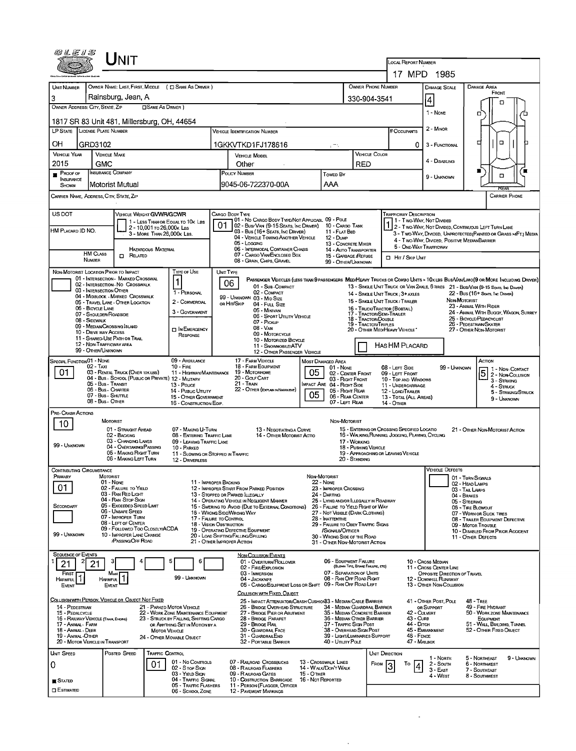# UNIT

LOCAL REPORT NUMBER: 17 MPD 1985

| UNIT NUMBER | OWNER NAME: LAST, FIRST, MIDDLE ( ☐ SAME AS DRIVER ) | OWNER PHONE NUMBER | DAMAGE SCALE | DAMAGE AREA |
|---|---|---|---|---|
| 3 | Rainsburg, Jean, A | 330-904-3541 | 4 | FRONT |

OWNER ADDRESS: CITY, STATE, ZIP ☐ SAME AS DRIVER )

1817 SR 83 Unit 481, Millersburg, OH, 44654

DAMAGE SCALE: 1 - NONE, 2 - MINOR, 3 - FUNCTIONAL, 4 - DISABLING, 9 - UNKNOWN

| LP STATE | LICENSE PLATE NUMBER | VEHICLE IDENTIFICATION NUMBER | # OCCUPANTS |
|---|---|---|---|
| OH | GRD3102 | 1GKKVTKD1FJ178616 | 0 |

| VEHICLE YEAR | VEHICLE MAKE | VEHICLE MODEL | VEHICLE COLOR |
|---|---|---|---|
| 2015 | GMC | Other | RED |

| ■ PROOF OF INSURANCE SHOWN | INSURANCE COMPANY | POLICY NUMBER | TOWED BY |
|---|---|---|---|
| | Motorist Mutual | 9045-06-722370-00A | AAA |

CARRIER NAME, ADDRESS, CITY, STATE, ZIP — CARRIER PHONE

US DOT

VEHICLE WEIGHT GVWR/GCWR: 1 - LESS THAN OR EQUAL TO 10K LBS; 2 - 10,001 TO 26,000K LBS; 3 - MORE THAN 26,000K LBS.

HM PLACARD ID NO.

HM CLASS NUMBER — HAZARDOUS MATERIAL ☐ RELATED

CARGO BODY TYPE: 01
01 - NO CARGO BODY TYPE/NOT APPLICABL; 02 - BUS/VAN (9-15 SEATS, INC DRIVER); 03 - BUS (16+ SEATS, INC DRIVER); 04 - VEHICLE TOWING ANOTHER VEHICLE; 05 - LOGGING; 06 - INTERMODAL CONTAINER CHASIS; 07 - CARGO VAN/ENCLOSED BOX; 08 - GRAIN, CHIPS, GRAVEL; 09 - POLE; 10 - CARGO TANK; 11 - FLAT BED; 12 - DUMP; 13 - CONCRETE MIXER; 14 - AUTO TRANSPORTER; 15 - GARBAGE /REFUSE; 99 - OTHER/UNKNOWN

TRAFFICWAY DESCRIPTION: 1
1 - TWO-WAY, NOT DIVIDED; 2 - TWO-WAY, NOT DIVIDED, CONTINUOUS LEFT TURN LANE; 3 - TWO-WAY, DIVIDED, UNPROTECTED(PAINTED OR GRASS >4FT.) MEDIA; 4 - TWO-WAY, DIVIDED, POSITIVE MEDIAN BARRIER; 5 - ONE-WAY TRAFFICWAY
☐ HIT / SKIP UNIT

NON-MOTORIST LOCATION PRIOR TO IMPACT: 01 - INTERSECTION - MARKED CROSSWAL; 02 - INTERSECTION - NO CROSSWALK; 03 - INTERSECTION OTHER; 04 - MIDBLOCK - MARKED CROSSWALK; 05 - TRAVEL LANE - OTHER LOCATION; 06 - BICYCLE LANE; 07 - SHOULDER/ROADSIDE; 08 - SIDEWALK; 09 - MEDIAN/CROSSING ISLAND; 10 - DRIVE WAY ACCESS; 11 - SHARED-USE PATH OR TRAIL; 12 - NON-TRAFFICWAY AREA; 99 - OTHER/UNKNOWN

TYPE OF USE: 1
1 - PERSONAL; 2 - COMMERCIAL; 3 - GOVERNMENT; ☐ IN EMERGENCY RESPONSE

UNIT TYPE: 06
PASSENGER VEHICLES (LESS THAN 9 PASSENGERS MED/HEAVY TRUCKS OR COMBO UNITS > 10K LBS BUS/VAN/LIMO(9 OR MORE INCLUDING DRIVER)
01 - SUB COMPACT; 02 - COMPACT; 99 - UNKNOWN 03 - MID SIZE; OR HIT/SKIP 04 - FULL SIZE; 05 - MINIVAN; 06 - SPORT UTILITY VEHICLE; 07 - PICKUP; 08 - VAN; 09 - MOTORCYCLE; 10 - MOTORIZED BICYCLE; 11 - SNOWMOBILE/ATV; 12 - OTHER PASSENGER VEHICLE
13 - SINGLE UNIT TRUCK OR VAN 2AXLE, 6 TIRES; 14 - SINGLE UNIT TRUCK; 3+ AXLES; 15 - SINGLE UNIT TRUCK / TRAILER; 16 - TRUCK/TRACTOR (BOBTAIL); 17 - TRACTOR/SEMI-TRAILER; 18 - TRACTOR/DOUBLE; 19 - TRACTOR/TRIPLES; 20 - OTHER MED/HEAVY VEHICLE
21 - BUS/VAN (9-15 SEATS, INC DRIVER); 22 - BUS (16+ SEATS, INC DRIVER)
NON-MOTORIST: 23 - ANIMAL WITH RIDER; 24 - ANIMAL WITH BUGGY, WAGON, SURREY; 25 - BICYCLE/PEDACYCLIST; 26 - PEDESTRIAN/SKATER; 27 - OTHER NON-MOTORIST
☐ HAS HM PLACARD

SPECIAL FUNCTION: 01
01 - NONE; 02 - TAXI; 03 - RENTAL TRUCK (OVER 10K LBS); 04 - BUS - SCHOOL (PUBLIC OR PRIVATE); 05 - BUS - TRANSIT; 06 - BUS - CHARTER; 07 - BUS - SHUTTLE; 08 - BUS - OTHER; 09 - AMBULANCE; 10 - FIRE; 11 - HIGHWAY/MAINTENANCE; 12 - MILITARY; 13 - POLICE; 14 - PUBLIC UTILITY; 15 - OTHER GOVERNMENT; 16 - CONSTRUCTION EQIP.; 17 - FARM VEHICLE; 18 - FARM EQUIPMENT; 19 - MOTORHOME; 20 - GOLF CART; 21 - TRAIN; 22 - OTHER (EXPLAIN IN NARRATIVE)

MOST DAMAGED AREA: 05
IMPACT ARE: 05
01 - NONE; 02 - CENTER FRONT; 03 - RIGHT FRONT; 04 - RIGHT SIDE; 05 - RIGHT REAR; 06 - REAR CENTER; 07 - LEFT REAR; 08 - LEFT SIDE; 09 - LEFT FRONT; 10 - TOP AND WINDOWS; 11 - UNDERCARRIAGE; 12 - LOAD/TRAILER; 13 - TOTAL (ALL AREAS); 14 - OTHER; 99 - UNKNOWN

ACTION: 5
1 - NON-CONTACT; 2 - NON-COLLISION; 3 - STRIKING; 4 - STRUCK; 5 - STRIKING/STRUCK; 9 - UNKNOWN

PRE-CRASH ACTIONS: 10
MOTORIST: 01 - STRAIGHT AHEAD; 02 - BACKING; 03 - CHANGING LANES; 04 - OVERTAKING/PASSING; 05 - MAKING RIGHT TURN; 06 - MAKING LEFT TURN; 07 - MAKING U-TURN; 08 - ENTERING TRAFFIC LANE; 09 - LEAVING TRAFFIC LANE; 10 - PARKED; 11 - SLOWING OR STOPPED IN TRAFFIC; 12 - DRIVERLESS; 13 - NEGOTIATING A CURVE; 14 - OTHER MOTORIST ACTIO
99 - UNKNOWN
NON-MOTORIST: 15 - ENTERING OR CROSSING SPECIFIED LOCATIO; 16 - WALKING, RUNNING, JOGGING, PLAYING, CYCLING; 17 - WORKING; 18 - PUSHING VEHICLE; 19 - APPROACHING OR LEAVING VEHICLE; 20 - STANDING; 21 - OTHER NON-MOTORIST ACTION

CONTRIBUTING CIRCUMSTANCE
PRIMARY: 01
SECONDARY:
MOTORIST: 01 - NONE; 02 - FAILURE TO YIELD; 03 - RAN RED LIGHT; 04 - RAN STOP SIGN; 05 - EXCEEDED SPEED LIMIT; 06 - UNSAFE SPEED; 07 - IMPROPER TURN; 08 - LEFT OF CENTER; 09 - FOLLOWED TOO CLOSELY/ACDA; 10 - IMPROPER LANE CHANGE /PASSING/OFF ROAD; 11 - IMPROPER BACKING; 12 - IMPROPER START FROM PARKED POSITION; 13 - STOPPED OR PARKED ILLEGALLY; 14 - OPERATING VEHICLE IN NEGLIGENT MANNER; 15 - SWERING TO AVOID (DUE TO EXTERNAL CONDITIONS); 16 - WRONG SIDE/WRONG WAY; 17 - FALURE TO CONTROL; 18 - VISION OBSTRUCTION; 19 - OPERATING DEFECTIVE EQUIPMENT; 20 - LOAD SHIFTING/FALLING/SPILLING; 21 - OTHER IMPROPER ACTION
99 - UNKNOWN
NON-MOTORIST: 22 - NONE; 23 - IMPROPER CROSSING; 24 - DARTING; 25 - LYING AND/OR ILLEGALLY IN ROADWAY; 26 - FALURE TO YIELD RIGHT OF WAY; 27 - NOT VISIBLE (DARK CLOTHING); 28 - INATTENTIVE; 29 - FAILURE TO OBEY TRAFFIC SIGNS /SIGNALS/OFFICER; 30 - WRONG SIDE OF THE ROAD; 31 - OTHER NON-MOTORIST ACTION

VEHICLE DEFECTS: 01 - TURN SIGNALS; 02 - HEAD LAMPS; 03 - TAIL LAMPS; 04 - BRAKES; 05 - STEERING; 06 - TIRE BLOWOUT; 07 - WORN OR SLICK TIRES; 08 - TRAILER EQUIPMENT DEFECTIVE; 09 - MOTOR TROUBLE; 10 - DISABLED FROM PRIOR ACCIDENT; 11 - OTHER DEFECTS

SEQUENCE OF EVENTS: 1: 21; 2: 21; 3: ; 4: ; 5: ; 6:
FIRST HARMFUL EVENT: 1; MOST HARMFUL EVENT: 1
99 - UNKNOWN

NON-COLLISION EVENTS: 01 - OVERTURN/ROLLOVER; 02 - FIRE/EXPLOSION; 03 - IMMERSION; 04 - JACKKNIFE; 05 - CARGO/EQUIPMENT LOSS OR SHIFT; 06 - EQUIPMENT FAILURE (BLOWN TIRE, BRAKE FAILURE, ETC); 07 - SEPARATION OF UNITS; 08 - RAN OFF ROAD RIGHT; 09 - RAN OFF ROAD LEFT; 10 - CROSS MEDIAN; 11 - CROSS CENTER LINE OPPOSITE DIRECTION OF TRAVEL; 12 - DOWNHILL RUNAWAY; 13 - OTHER NON-COLLISION

COLLISION WITH PERSON, VEHICLE OR OBJECT NOT FIXED: 14 - PEDESTRIAN; 15 - PEDALCYCLE; 16 - RAILWAY VEHICLE (TRAIN, ENGINE); 17 - ANIMAL - FARM; 18 - ANIMAL - DEER; 19 - ANIMAL - OTHER; 20 - MOTOR VEHICLE IN TRANSPORT; 21 - PARKED MOTOR VEHICLE; 22 - WORK ZONE MAINTENANCE EQUIPMENT; 23 - STRUCK BY FALLING, SHIFTING CARGO OR ANYTHING SET IN MOTION BY A MOTOR VEHICLE; 24 - OTHER MOVABLE OBJECT

COLLISION WITH FIXED, OBJECT: 25 - IMPACT ATTENUATOR/CRASH CUSHION; 26 - BRIDGE OVERHEAD STRUCTURE; 27 - BRIDGE PIER OR ABUTMENT; 28 - BRIDGE PARAPET; 29 - BRIDGE RAIL; 30 - GUARDRAIL FACE; 31 - GUARDRAIL END; 32 - PORTABLE BARRIER; 33 - MEDIAN CABLE BARRIER; 34 - MEDIAN GUARDRAIL BARRIER; 35 - MEDIAN CONCRETE BARRIER; 36 - MEDIAN OTHER BARRIER; 37 - TRAFFIC SIGN POST; 38 - OVERHEAD SIGN POST; 39 - LIGHT/LUMINARIES SUPPORT; 40 - UTILITY POLE; 41 - OTHER POST, POLE OR SUPPORT; 42 - CULVERT; 43 - CURB; 44 - DITCH; 45 - EMBANKMENT; 46 - FENCE; 47 - MAILBOX; 48 - TREE; 49 - FIRE HYDRANT; 50 - WORK ZONE MAINTENANCE EQUIPMENT; 51 - WALL, BUILDING, TUNNEL; 52 - OTHER FIXED OBJECT

UNIT SPEED: 0
POSTED SPEED:
■ STATED ☐ ESTIMATED

TRAFFIC CONTROL: 01
01 - NO CONTROLS; 02 - STOP SIGN; 03 - YIELD SIGN; 04 - TRAFFIC SIGNAL; 05 - TRAFFIC FLASHERS; 06 - SCHOOL ZONE; 07 - RAILROAD CROSSBUCKS; 08 - RAILROAD FLASHERS; 09 - RAILROAD GATES; 10 - COSTRUCTION BARRICADE; 11 - PERSON (FLAGGER, OFFICER); 12 - PAVEMENT MARKINGS; 13 - CROSSWALK LINES; 14 - WALK/DON'T WALK; 15 - OTHER; 16 - NOT REPORTED

UNIT DIRECTION: FROM 3 TO 4
1 - NORTH; 2 - SOUTH; 3 - EAST; 4 - WEST; 5 - NORTHEAST; 6 - NORTHWEST; 7 - SOUTHEAST; 8 - SOUTHWEST; 9 - UNKNOWN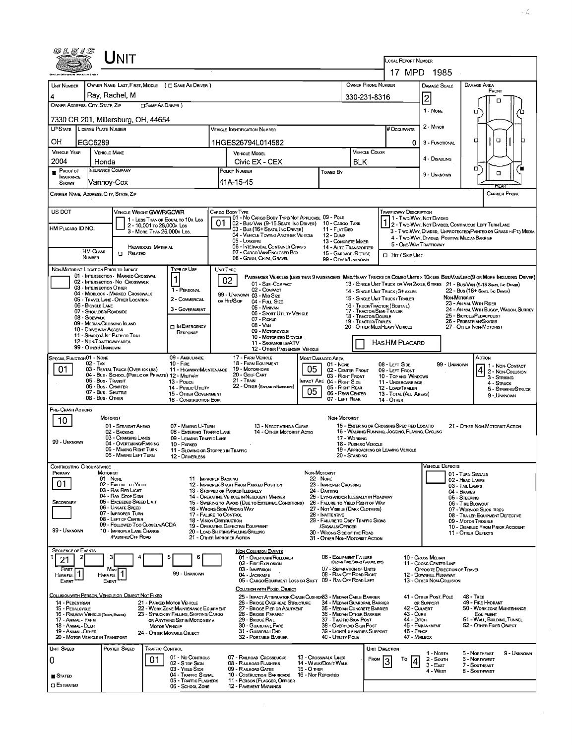# UNIT

LOCAL REPORT NUMBER: 17 MPD 1985

| UNIT NUMBER | OWNER NAME: LAST, FIRST, MIDDLE ( ☐ SAME AS DRIVER ) | OWNER PHONE NUMBER | DAMAGE SCALE | DAMAGE AREA |
|---|---|---|---|---|
| 4 | Ray, Rachel, M | 330-231-8316 | 2 | FRONT |

OWNER ADDRESS: CITY, STATE, ZIP ☐ SAME AS DRIVER )
7330 CR 201, Millersburg, OH, 44654

DAMAGE SCALE: 1 - NONE, 2 - MINOR, 3 - FUNCTIONAL, 4 - DISABLING, 9 - UNKNOWN

| LP STATE | LICENSE PLATE NUMBER | VEHICLE IDENTIFICATION NUMBER | # OCCUPANTS |
|---|---|---|---|
| OH | EGC6289 | 1HGES26794L014582 | 0 |

| VEHICLE YEAR | VEHICLE MAKE | VEHICLE MODEL | VEHICLE COLOR |
|---|---|---|---|
| 2004 | Honda | Civic EX - CEX | BLK |

| ■ PROOF OF INSURANCE SHOWN | INSURANCE COMPANY | POLICY NUMBER | TOWED BY |
|---|---|---|---|
| | Vannoy-Cox | 41A-15-45 | |

CARRIER NAME, ADDRESS, CITY, STATE, ZIP — CARRIER PHONE

US DOT — VEHICLE WEIGHT GVWR/GCWR: 1 - LESS THAN OR EQUAL TO 10K LBS; 2 - 10,001 TO 26,000K LBS; 3 - MORE THAN 26,000K LBS.

HM PLACARD ID NO. — HM CLASS NUMBER — HAZARDOUS MATERIAL ☐ RELATED

CARGO BODY TYPE: 01
01 - NO CARGO BODY TYPE/NOT APPLICABL; 02 - BUS/ VAN (9-15 SEATS, INC DRIVER); 03 - BUS (16+ SEATS, INC DRIVER); 04 - VEHICLE TOWING ANOTHER VEHICLE; 05 - LOGGING; 06 - INTERMODAL CONTAINER CHASIS; 07 - CARGO VAN/ENCLOSED BOX; 08 - GRAIN, CHIPS, GRAVEL; 09 - POLE; 10 - CARGO TANK; 11 - FLAT BED; 12 - DUMP; 13 - CONCRETE MIXER; 14 - AUTO TRANSPORTER; 15 - GARBAGE /REFUSE; 99 - OTHER/UNKNOWN

TRAFFICWAY DESCRIPTION: 1
1 - TWO-WAY, NOT DIVIDED; 2 - TWO-WAY, NOT DIVIDED, CONTINUOUS LEFT TURN LANE; 3 - TWO-WAY, DIVIDED, UNPROTECTED(PAINTED OR GRASS >4FT.) MEDIA; 4 - TWO-WAY, DIVIDED, POSITIVE MEDIAN BARRIER; 5 - ONE-WAY TRAFFICWAY
☐ HIT / SKIP UNIT

NON-MOTORIST LOCATION PRIOR TO IMPACT: 01 - INTERSECTION - MARKED CROSSWAL; 02 - INTERSECTION - NO CROSSWALK; 03 - INTERSECTION OTHER; 04 - MIDBLOCK - MARKED CROSSWALK; 05 - TRAVEL LANE - OTHER LOCATION; 06 - BICYCLE LANE; 07 - SHOULDER/ROADSIDE; 08 - SIDEWALK; 09 - MEDIAN/CROSSING ISLAND; 10 - DRIVE WAY ACCESS; 11 - SHARED-USE PATH OR TRAIL; 12 - NON-TRAFFICWAY AREA; 99 - OTHER/UNKNOWN

TYPE OF USE: 1
1 - PERSONAL; 2 - COMMERCIAL; 3 - GOVERNMENT; ☐ IN EMERGENCY RESPONSE

UNIT TYPE: 02
PASSENGER VEHICLES (LESS THAN 9 PASSENGERS MED/HEAVY TRUCKS OR COMBO UNITS > 10K LBS BUS/VAN/LIMO(9 OR MORE INCLUDING DRIVER)
01 - SUB-COMPACT; 02 - COMPACT; 99 - UNKNOWN 03 - MID SIZE; OR HIT/SKIP 04 - FULL SIZE; 05 - MINIVAN; 06 - SPORT UTILITY VEHICLE; 07 - PICKUP; 08 - VAN; 09 - MOTORCYCLE; 10 - MOTORIZED BICYCLE; 11 - SNOWMOBILE/ATV; 12 - OTHER PASSENGER VEHICLE
13 - SINGLE UNIT TRUCK OR VAN 2AXLE, 6 TIRES; 14 - SINGLE UNIT TRUCK; 3+ AXLES; 15 - SINGLE UNIT TRUCK / TRAILER; 16 - TRUCK/TRACTOR (BOBTAIL); 17 - TRACTOR/SEMI-TRAILER; 18 - TRACTOR/DOUBLE; 19 - TRACTOR/TRIPLES; 20 - OTHER MED/HEAVY VEHICLE
21 - BUS/VAN (9-15 SEATS, INC DRIVER); 22 - BUS (16+ SEATS, INC DRIVER)
NON-MOTORIST: 23 - ANIMAL WITH RIDER; 24 - ANIMAL WITH BUGGY, WAGON, SURREY; 25 - BICYCLE/PEDACYCLIST; 26 - PEDESTRIAN/SKATER; 27 - OTHER NON-MOTORIST
☐ HAS HM PLACARD

SPECIAL FUNCTION: 01
01 - NONE; 02 - TAXI; 03 - RENTAL TRUCK (OVER 10K LBS); 04 - BUS - SCHOOL (PUBLIC OR PRIVATE); 05 - BUS - TRANSIT; 06 - BUS - CHARTER; 07 - BUS - SHUTTLE; 08 - BUS - OTHER; 09 - AMBULANCE; 10 - FIRE; 11 - HIGHWAY/MAINTENANCE; 12 - MILITARY; 13 - POLICE; 14 - PUBLIC UTILITY; 15 - OTHER GOVERNMENT; 16 - CONSTRUCTION EQIP.; 17 - FARM VEHICLE; 18 - FARM EQUIPMENT; 19 - MOTORHOME; 20 - GOLF CART; 21 - TRAIN; 22 - OTHER (EXPLAIN IN NARRATIVE)

MOST DAMAGED AREA: 05; IMPACT ARE: 05
01 - NONE; 02 - CENTER FRONT; 03 - RIGHT FRONT; 04 - RIGHT SIDE; 05 - RIGHT REAR; 06 - REAR CENTER; 07 - LEFT REAR; 08 - LEFT SIDE; 09 - LEFT FRONT; 10 - TOP AND WINDOWS; 11 - UNDERCARRIAGE; 12 - LOAD/TRAILER; 13 - TOTAL (ALL AREAS); 14 - OTHER; 99 - UNKNOWN

ACTION: 4
1 - NON-CONTACT; 2 - NON-COLLISION; 3 - STRIKING; 4 - STRUCK; 5 - STRIKING/STRUCK; 9 - UNKNOWN

PRE-CRASH ACTIONS: 10
MOTORIST: 01 - STRAIGHT AHEAD; 02 - BACKING; 03 - CHANGING LANES; 04 - OVERTAKING/PASSING; 05 - MAKING RIGHT TURN; 06 - MAKING LEFT TURN; 07 - MAKING U-TURN; 08 - ENTERING TRAFFIC LANE; 09 - LEAVING TRAFFIC LANE; 10 - PARKED; 11 - SLOWING OR STOPPED IN TRAFFIC; 12 - DRIVERLESS; 13 - NEGOTIATING A CURVE; 14 - OTHER MOTORIST ACTIO; 99 - UNKNOWN
NON-MOTORIST: 15 - ENTERING OR CROSSING SPECIFIED LOCATIO; 16 - WALKING, RUNNING, JOGGING, PLAYING, CYCLING; 17 - WORKING; 18 - PUSHING VEHICLE; 19 - APPROACHING OR LEAVING VEHICLE; 20 - STANDING; 21 - OTHER NON-MOTORIST ACTION

CONTRIBUTING CIRCUMSTANCE — PRIMARY: 01; SECONDARY: (blank)
MOTORIST: 01 - NONE; 02 - FAILURE TO YIELD; 03 - RAN RED LIGHT; 04 - RAN STOP SIGN; 05 - EXCEEDED SPEED LIMIT; 06 - UNSAFE SPEED; 07 - IMPROPER TURN; 08 - LEFT OF CENTER; 09 - FOLLOWED TOO CLOSELY/ACDA; 10 - IMPROPER LANE CHANGE /PASSING/OFF ROAD; 11 - IMPROPER BACKING; 12 - IMPROPER START FROM PARKED POSITION; 13 - STOPPED OR PARKED ILLEGALLY; 14 - OPERATING VEHICLE IN NEGLIGENT MANNER; 15 - SWERING TO AVOID (DUE TO EXTERNAL CONDITIONS); 16 - WRONG SIDE/WRONG WAY; 17 - FAILURE TO CONTROL; 18 - VISION OBSTRUCTION; 19 - OPERATING DEFECTIVE EQUIPMENT; 20 - LOAD SHIFTING/FALLING/SPILLING; 21 - OTHER IMPROPER ACTION; 99 - UNKNOWN
NON-MOTORIST: 22 - NONE; 23 - IMPROPER CROSSING; 24 - DARTING; 25 - LYING AND/OR ILLEGALLY IN ROADWAY; 26 - FALURE TO YIELD RIGHT OF WAY; 27 - NOT VISIBLE (DARK CLOTHING); 28 - INATTENTIVE; 29 - FAILURE TO OBEY TRAFFIC SIGNS /SIGNALS/OFFICER; 30 - WRONG SIDE OF THE ROAD; 31 - OTHER NON-MOTORIST ACTION

VEHICLE DEFECTS: 01 - TURN SIGNALS; 02 - HEAD LAMPS; 03 - TAIL LAMPS; 04 - BRAKES; 05 - STEERING; 06 - TIRE BLOWOUT; 07 - WORN OR SLICK TIRES; 08 - TRAILER EQUIPMENT DEFECTIVE; 09 - MOTOR TROUBLE; 10 - DISABLED FROM PRIOR ACCIDENT; 11 - OTHER DEFECTS

SEQUENCE OF EVENTS: 1: 21; 2; 3; 4; 5; 6
FIRST HARMFUL EVENT: 1; MOST HARMFUL EVENT: 1; 99 - UNKNOWN

NON-COLLISION EVENTS: 01 - OVERTURN/ROLLOVER; 02 - FIRE/EXPLOSION; 03 - IMMERSION; 04 - JACKKNIFE; 05 - CARGO/EQUIPMENT LOSS OR SHIFT; 06 - EQUIPMENT FAILURE (BLOWN TIRE, BRAKE FAILURE, ETC); 07 - SEPARATION OF UNITS; 08 - RAN OFF ROAD RIGHT; 09 - RAN OFF ROAD LEFT; 10 - CROSS MEDIAN; 11 - CROSS CENTER LINE OPPOSITE DIRECTION OF TRAVEL; 12 - DOWNHILL RUNAWAY; 13 - OTHER NON-COLLISION

COLLISION WITH PERSON, VEHICLE OR OBJECT NOT FIXED: 14 - PEDESTRIAN; 15 - PEDALCYCLE; 16 - RAILWAY VEHICLE (TRAIN, ENGINE); 17 - ANIMAL - FARM; 18 - ANIMAL - DEER; 19 - ANIMAL - OTHER; 20 - MOTOR VEHICLE IN TRANSPORT; 21 - PARKED MOTOR VEHICLE; 22 - WORK ZONE MAINTENANCE EQUIPMENT; 23 - STRUCK BY FALLING, SHIFTING CARGO OR ANYTHING SET IN MOTION BY A MOTOR VEHICLE; 24 - OTHER MOVABLE OBJECT

COLLISION WITH FIXED, OBJECT: 25 - IMPACT ATTENUATOR/CRASH CUSHION; 26 - BRIDGE OVERHEAD STRUCTURE; 27 - BRIDGE PIER OR ABUTMENT; 28 - BRIDGE PARAPET; 29 - BRIDGE RAIL; 30 - GUARDRAIL FACE; 31 - GUARDRAILEND; 32 - PORTABLE BARRIER; 33 - MEDIAN CABLE BARRIER; 34 - MEDIAN GUARDRAIL BARRIER; 35 - MEDIAN CONCRETE BARRIER; 36 - MEDIAN OTHER BARRIER; 37 - TRAFFIC SIGN POST; 38 - OVERHEAD SIGN POST; 39 - LIGHT/LUMINARIES SUPPORT; 40 - UTILITY POLE; 41 - OTHER POST, POLE OR SUPPORT; 42 - CULVERT; 43 - CURB; 44 - DITCH; 45 - EMBANKMENT; 46 - FENCE; 47 - MAILBOX; 48 - TREE; 49 - FIRE HYDRANT; 50 - WORK ZONE MAINTENANCE EQUIPMENT; 51 - WALL, BUILDING, TUNNEL; 52 - OTHER FIXED OBJECT

| UNIT SPEED | POSTED SPEED | TRAFFIC CONTROL | UNIT DIRECTION |
|---|---|---|---|
| 0 | | 01 | FROM 3 TO 4 |

■ STATED ☐ ESTIMATED

TRAFFIC CONTROL: 01 - NO CONTROLS; 02 - STOP SIGN; 03 - YIELD SIGN; 04 - TRAFFIC SIGNAL; 05 - TRAFFIC FLASHERS; 06 - SCHOOL ZONE; 07 - RAILROAD CROSSBUCKS; 08 - RAILROAD FLASHERS; 09 - RAILROAD GATES; 10 - COSTRUCTION BARRICADE; 11 - PERSON (FLAGGER, OFFICER; 12 - PAVEMENT MARKINGS; 13 - CROSSWALK LINES; 14 - WALK/DON'T WALK; 15 - OTHER; 16 - NOT REPORTED

UNIT DIRECTION: 1 - NORTH; 2 - SOUTH; 3 - EAST; 4 - WEST; 5 - NORTHEAST; 6 - NORTHWEST; 7 - SOUTHEAST; 8 - SOUTHWEST; 9 - UNKNOWN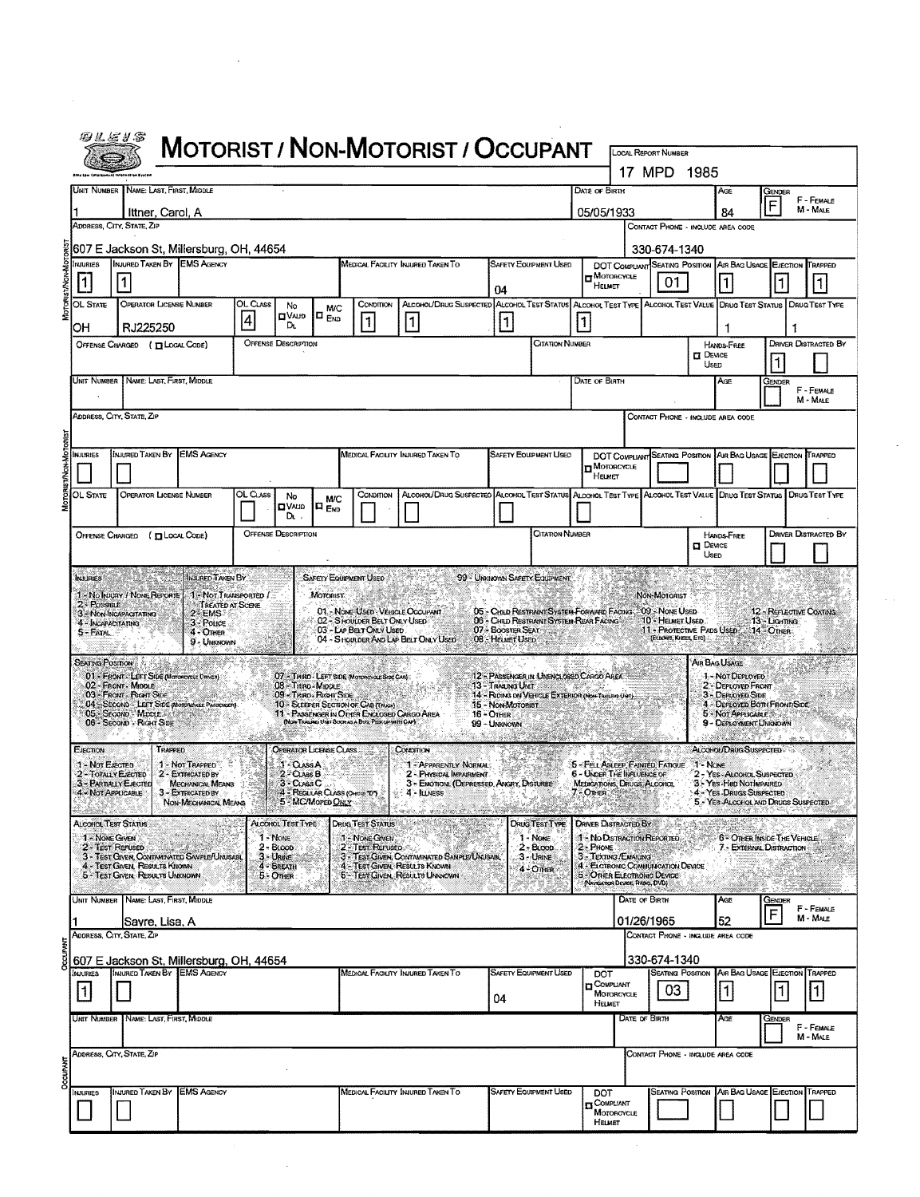# MOTORIST / NON-MOTORIST / OCCUPANT

OLEIS

LOCAL REPORT NUMBER: 17 MPD 1985

## MOTORIST/NON-MOTORIST

| UNIT NUMBER | NAME: LAST, FIRST, MIDDLE | DATE OF BIRTH | AGE | GENDER (F - FEMALE, M - MALE) |
|---|---|---|---|---|
| 1 | Ittner, Carol, A | 05/05/1933 | 84 | F |

| ADDRESS, CITY, STATE, ZIP | CONTACT PHONE - INCLUDE AREA CODE |
|---|---|
| 607 E Jackson St, Millersburg, OH, 44654 | 330-674-1340 |

| INJURIES | INJURED TAKEN BY | EMS AGENCY | MEDICAL FACILITY INJURED TAKEN TO | SAFETY EQUIPMENT USED | DOT COMPLIANT MOTORCYCLE HELMET | SEATING POSITION | AIR BAG USAGE | EJECTION | TRAPPED |
|---|---|---|---|---|---|---|---|---|---|
| 1 | 1 | | | 04 | | 01 | 1 | 1 | 1 |

| OL STATE | OPERATOR LICENSE NUMBER | OL CLASS | NO VALID DL | M/C END | CONDITION | ALCOHOL/DRUG SUSPECTED | ALCOHOL TEST STATUS | ALCOHOL TEST TYPE | ALCOHOL TEST VALUE | DRUG TEST STATUS | DRUG TEST TYPE |
|---|---|---|---|---|---|---|---|---|---|---|---|
| OH | RJ225250 | 4 | | | 1 | 1 | 1 | 1 | | 1 | 1 |

| OFFENSE CHARGED (LOCAL CODE) | OFFENSE DESCRIPTION | CITATION NUMBER | HANDS-FREE DEVICE USED | DRIVER DISTRACTED BY |
|---|---|---|---|---|
| | | | | 1 |

## MOTORIST/NON-MOTORIST

| UNIT NUMBER | NAME: LAST, FIRST, MIDDLE | DATE OF BIRTH | AGE | GENDER (F - FEMALE, M - MALE) |
|---|---|---|---|---|
| | | | | |

| ADDRESS, CITY, STATE, ZIP | CONTACT PHONE - INCLUDE AREA CODE |
|---|---|
| | |

| INJURIES | INJURED TAKEN BY | EMS AGENCY | MEDICAL FACILITY INJURED TAKEN TO | SAFETY EQUIPMENT USED | DOT COMPLIANT MOTORCYCLE HELMET | SEATING POSITION | AIR BAG USAGE | EJECTION | TRAPPED |
|---|---|---|---|---|---|---|---|---|---|
| | | | | | | | | | |

| OL STATE | OPERATOR LICENSE NUMBER | OL CLASS | NO VALID DL | M/C END | CONDITION | ALCOHOL/DRUG SUSPECTED | ALCOHOL TEST STATUS | ALCOHOL TEST TYPE | ALCOHOL TEST VALUE | DRUG TEST STATUS | DRUG TEST TYPE |
|---|---|---|---|---|---|---|---|---|---|---|---|
| | | | | | | | | | | | |

| OFFENSE CHARGED (LOCAL CODE) | OFFENSE DESCRIPTION | CITATION NUMBER | HANDS-FREE DEVICE USED | DRIVER DISTRACTED BY |
|---|---|---|---|---|
| | | | | |

## Codes

**INJURIES**
1 - NO INJURY / NONE REPORTED
2 - POSSIBLE
3 - NON-INCAPACITATING
4 - INCAPACITATING
5 - FATAL

**INJURED TAKEN BY**
1 - NOT TRANSPORTED / TREATED AT SCENE
2 - EMS
3 - POLICE
4 - OTHER
9 - UNKNOWN

**SAFETY EQUIPMENT USED**
MOTORIST
01 - NONE USED - VEHICLE OCCUPANT
02 - SHOULDER BELT ONLY USED
03 - LAP BELT ONLY USED
04 - SHOULDER AND LAP BELT ONLY USED
05 - CHILD RESTRAINT SYSTEM-FORWARD FACING
06 - CHILD RESTRAINT SYSTEM-REAR FACING
07 - BOOSTER SEAT
08 - HELMET USED
99 - UNKNOWN SAFETY EQUIPMENT
NON-MOTORIST
09 - NONE USED
10 - HELMET USED
11 - PROTECTIVE PADS USED (ELBOWS, KNEES, ETC)
12 - REFLECTIVE COATING
13 - LIGHTING
14 - OTHER

**SEATING POSITION**
01 - FRONT - LEFT SIDE (MOTORCYCLE DRIVER)
02 - FRONT - MIDDLE
03 - FRONT - RIGHT SIDE
04 - SECOND - LEFT SIDE (MOTORCYCLE PASSENGER)
05 - SECOND - MIDDLE
06 - SECOND - RIGHT SIDE
07 - THIRD - LEFT SIDE (MOTORCYCLE SIDE CAR)
08 - THIRD - MIDDLE
09 - THIRD - RIGHT SIDE
10 - SLEEPER SECTION OF CAB (TRUCK)
11 - PASSENGER IN OTHER ENCLOSED CARGO AREA (NON-TRAILING UNIT SUCH AS A BUS, PICK-UP WITH CAP)
12 - PASSENGER IN UNENCLOSED CARGO AREA
13 - TRAILING UNIT
14 - RIDING ON VEHICLE EXTERIOR (NON-TRAILING UNIT)
15 - NON-MOTORIST
16 - OTHER
99 - UNKNOWN

**AIR BAG USAGE**
1 - NOT DEPLOYED
2 - DEPLOYED FRONT
3 - DEPLOYED SIDE
4 - DEPLOYED BOTH FRONT/SIDE
5 - NOT APPLICABLE
9 - DEPLOYMENT UNKNOWN

**EJECTION**
1 - NOT EJECTED
2 - TOTALLY EJECTED
3 - PARTIALLY EJECTED
4 - NOT APPLICABLE

**TRAPPED**
1 - NOT TRAPPED
2 - EXTRICATED BY MECHANICAL MEANS
3 - EXTRICATED BY NON-MECHANICAL MEANS

**OPERATOR LICENSE CLASS**
1 - CLASS A
2 - CLASS B
3 - CLASS C
4 - REGULAR CLASS (OHIO IS "D")
5 - M/C MOPED ONLY

**CONDITION**
1 - APPARENTLY NORMAL
2 - PHYSICAL IMPAIRMENT
3 - EMOTIONAL (DEPRESSED, ANGRY, DISTURBED)
4 - ILLNESS
5 - FELL ASLEEP, FAINTED, FATIGUE
6 - UNDER THE INFLUENCE OF MEDICATIONS, DRUGS, ALCOHOL
7 - OTHER

**ALCOHOL/DRUG SUSPECTED**
1 - NONE
2 - YES - ALCOHOL SUSPECTED
3 - YES - HBD NOT IMPAIRED
4 - YES - DRUGS SUSPECTED
5 - YES - ALCOHOL AND DRUGS SUSPECTED

**ALCOHOL TEST STATUS**
1 - NONE GIVEN
2 - TEST REFUSED
3 - TEST GIVEN, CONTAMINATED SAMPLE/UNUSABLE
4 - TEST GIVEN, RESULTS KNOWN
5 - TEST GIVEN, RESULTS UNKNOWN

**ALCOHOL TEST TYPE**
1 - NONE
2 - BLOOD
3 - URINE
4 - BREATH
5 - OTHER

**DRUG TEST STATUS**
1 - NONE GIVEN
2 - TEST REFUSED
3 - TEST GIVEN, CONTAMINATED SAMPLE/UNUSABLE
4 - TEST GIVEN, RESULTS KNOWN
5 - TEST GIVEN, RESULTS UNKNOWN

**DRUG TEST TYPE**
1 - NONE
2 - BLOOD
3 - URINE
4 - OTHER

**DRIVER DISTRACTED BY**
1 - NO DISTRACTION REPORTED
2 - PHONE
3 - TEXTING/EMAILING
4 - ELECTRONIC COMMUNICATION DEVICE
5 - OTHER ELECTRONIC DEVICE (NAVIGATION DEVICE, RADIO, DVD)
6 - OTHER INSIDE THE VEHICLE
7 - EXTERNAL DISTRACTION

## OCCUPANT

| UNIT NUMBER | NAME: LAST, FIRST, MIDDLE | DATE OF BIRTH | AGE | GENDER (F - FEMALE, M - MALE) |
|---|---|---|---|---|
| 1 | Sayre, Lisa, A | 01/26/1965 | 52 | F |

| ADDRESS, CITY, STATE, ZIP | CONTACT PHONE - INCLUDE AREA CODE |
|---|---|
| 607 E Jackson St, Millersburg, OH, 44654 | 330-674-1340 |

| INJURIES | INJURED TAKEN BY | EMS AGENCY | MEDICAL FACILITY INJURED TAKEN TO | SAFETY EQUIPMENT USED | DOT COMPLIANT MOTORCYCLE HELMET | SEATING POSITION | AIR BAG USAGE | EJECTION | TRAPPED |
|---|---|---|---|---|---|---|---|---|---|
| 1 | | | | 04 | | 03 | 1 | 1 | 1 |

## OCCUPANT

| UNIT NUMBER | NAME: LAST, FIRST, MIDDLE | DATE OF BIRTH | AGE | GENDER (F - FEMALE, M - MALE) |
|---|---|---|---|---|
| | | | | |

| ADDRESS, CITY, STATE, ZIP | CONTACT PHONE - INCLUDE AREA CODE |
|---|---|
| | |

| INJURIES | INJURED TAKEN BY | EMS AGENCY | MEDICAL FACILITY INJURED TAKEN TO | SAFETY EQUIPMENT USED | DOT COMPLIANT MOTORCYCLE HELMET | SEATING POSITION | AIR BAG USAGE | EJECTION | TRAPPED |
|---|---|---|---|---|---|---|---|---|---|
| | | | | | | | | | |